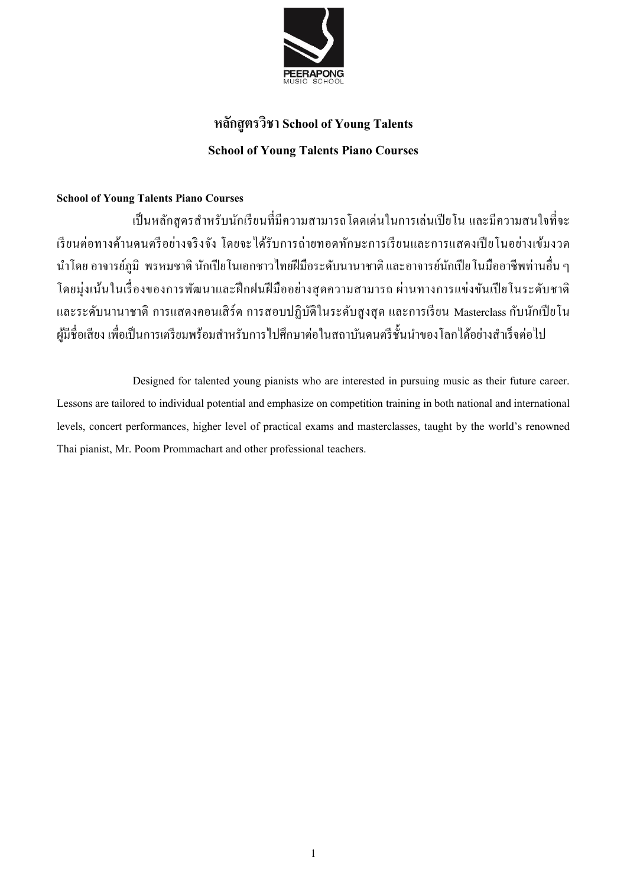# หลักสูตรวิชา School of Young Talents

## School of Young Talents Piano Courses

**School of Young Talents Piano Courses**

เป็นหลักสูตรสำหรับนักเรียนที่มีความสามารถโดดเด่นในการเล่นเปียโน และมีความสนใจที่จะเรียนต่อทางด้านดนตรีอย่างจริงจัง โดยจะได้รับการถ่ายทอดทักษะการเรียนและการแสดงเปียโนอย่างเข้มงวด นำโดย อาจารย์ภูมิ พรหมชาติ นักเปียโนเอกชาวไทยฝีมือระดับนานาชาติ และอาจารย์นักเปียโนมืออาชีพท่านอื่น ๆ โดยมุ่งเน้นในเรื่องของการพัฒนาและฝึกฝนฝีมืออย่างสุดความสามารถ ผ่านทางการแข่งขันเปียโนระดับชาติและระดับนานาชาติ การแสดงคอนเสิร์ต การสอบปฏิบัติในระดับสูงสุด และการเรียน Masterclass กับนักเปียโนผู้มีชื่อเสียง เพื่อเป็นการเตรียมพร้อมสำหรับการไปศึกษาต่อในสถาบันดนตรีชั้นนำของโลกได้อย่างสำเร็จต่อไป

Designed for talented young pianists who are interested in pursuing music as their future career. Lessons are tailored to individual potential and emphasize on competition training in both national and international levels, concert performances, higher level of practical exams and masterclasses, taught by the world's renowned Thai pianist, Mr. Poom Prommachart and other professional teachers.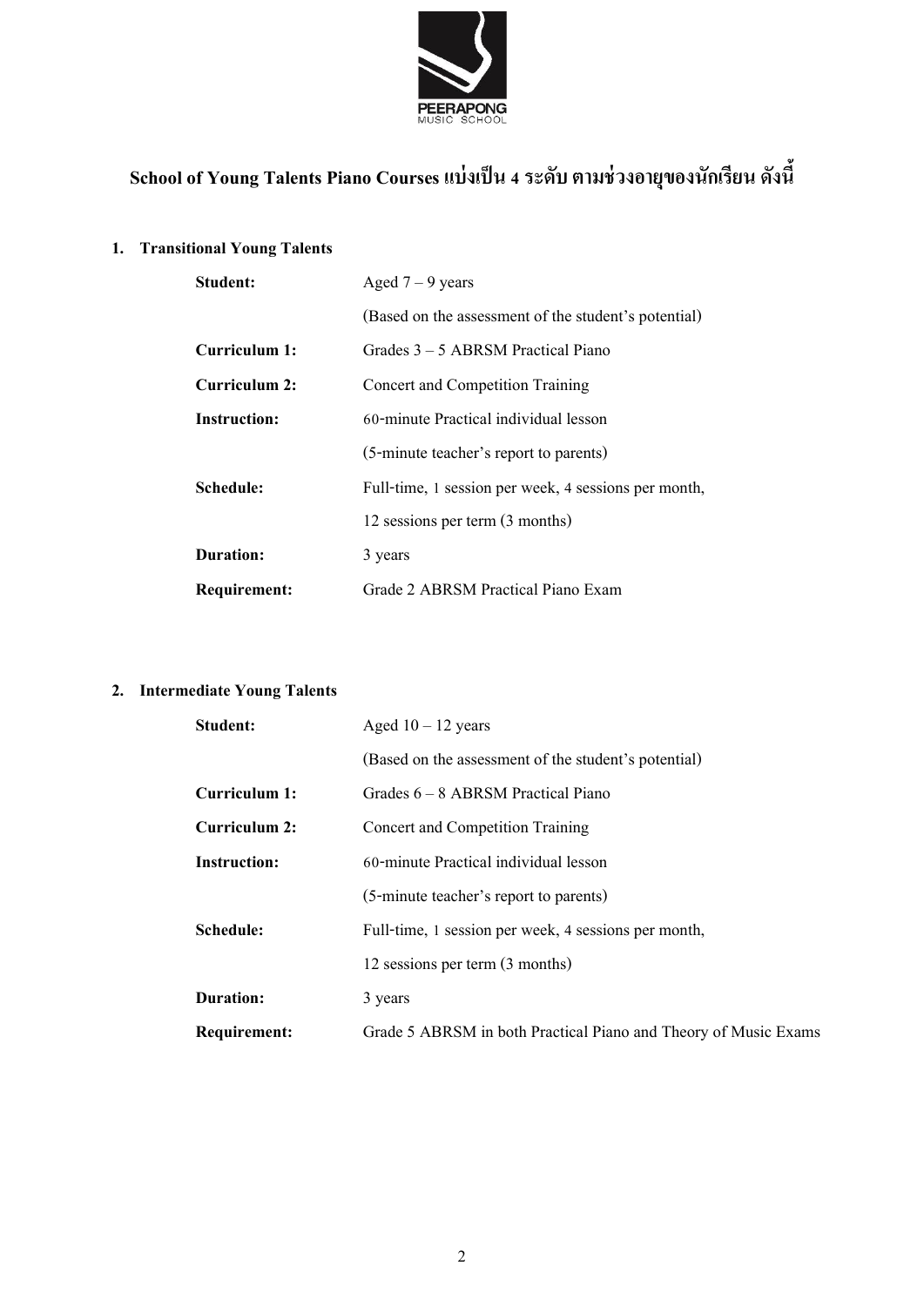## School of Young Talents Piano Courses แบ่งเป็น 4 ระดับ ตามช่วงอายุของนักเรียน ดังนี้

### 1. Transitional Young Talents

| | |
|---|---|
| **Student:** | Aged 7 – 9 years |
| | (Based on the assessment of the student's potential) |
| **Curriculum 1:** | Grades 3 – 5 ABRSM Practical Piano |
| **Curriculum 2:** | Concert and Competition Training |
| **Instruction:** | 60-minute Practical individual lesson |
| | (5-minute teacher's report to parents) |
| **Schedule:** | Full-time, 1 session per week, 4 sessions per month, |
| | 12 sessions per term (3 months) |
| **Duration:** | 3 years |
| **Requirement:** | Grade 2 ABRSM Practical Piano Exam |

### 2. Intermediate Young Talents

| | |
|---|---|
| **Student:** | Aged 10 – 12 years |
| | (Based on the assessment of the student's potential) |
| **Curriculum 1:** | Grades 6 – 8 ABRSM Practical Piano |
| **Curriculum 2:** | Concert and Competition Training |
| **Instruction:** | 60-minute Practical individual lesson |
| | (5-minute teacher's report to parents) |
| **Schedule:** | Full-time, 1 session per week, 4 sessions per month, |
| | 12 sessions per term (3 months) |
| **Duration:** | 3 years |
| **Requirement:** | Grade 5 ABRSM in both Practical Piano and Theory of Music Exams |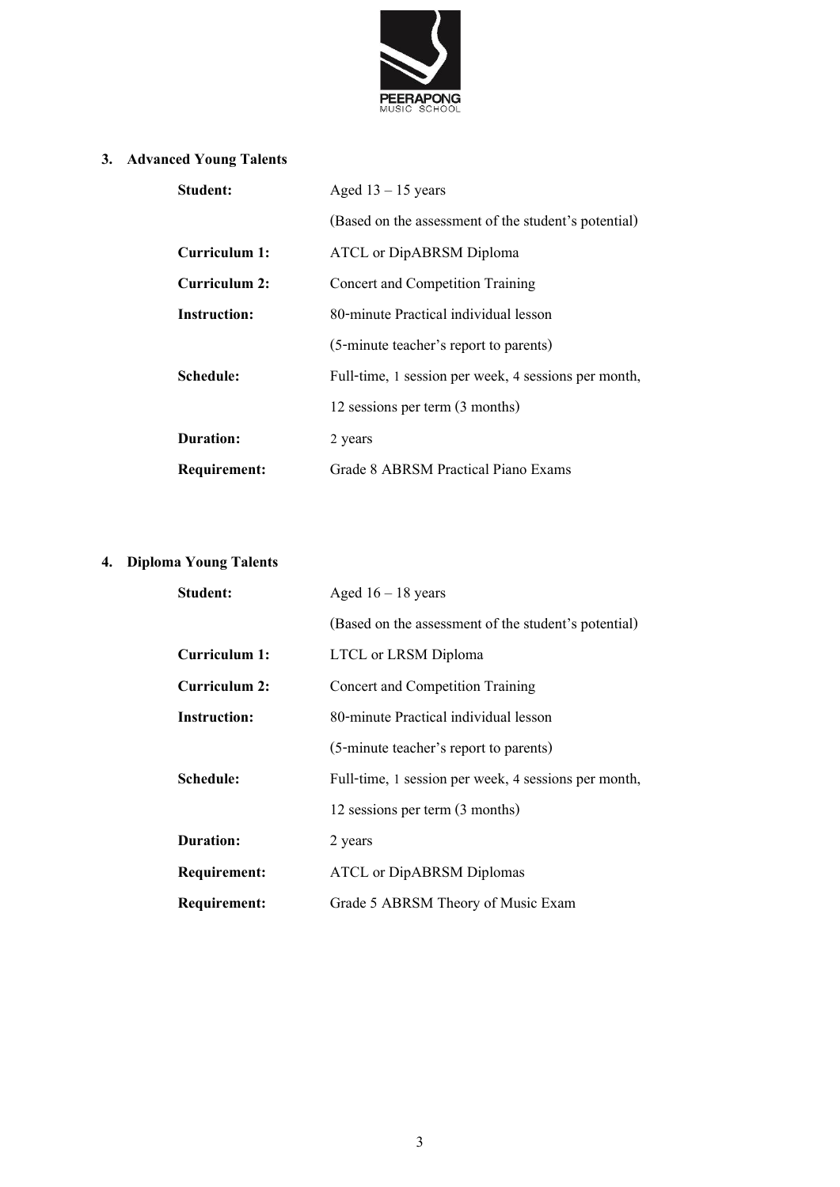PEERAPONG
MUSIC SCHOOL

### 3. Advanced Young Talents

| | |
|---|---|
| **Student:** | Aged 13 – 15 years |
| | (Based on the assessment of the student's potential) |
| **Curriculum 1:** | ATCL or DipABRSM Diploma |
| **Curriculum 2:** | Concert and Competition Training |
| **Instruction:** | 80-minute Practical individual lesson |
| | (5-minute teacher's report to parents) |
| **Schedule:** | Full-time, 1 session per week, 4 sessions per month, |
| | 12 sessions per term (3 months) |
| **Duration:** | 2 years |
| **Requirement:** | Grade 8 ABRSM Practical Piano Exams |

### 4. Diploma Young Talents

| | |
|---|---|
| **Student:** | Aged 16 – 18 years |
| | (Based on the assessment of the student's potential) |
| **Curriculum 1:** | LTCL or LRSM Diploma |
| **Curriculum 2:** | Concert and Competition Training |
| **Instruction:** | 80-minute Practical individual lesson |
| | (5-minute teacher's report to parents) |
| **Schedule:** | Full-time, 1 session per week, 4 sessions per month, |
| | 12 sessions per term (3 months) |
| **Duration:** | 2 years |
| **Requirement:** | ATCL or DipABRSM Diplomas |
| **Requirement:** | Grade 5 ABRSM Theory of Music Exam |